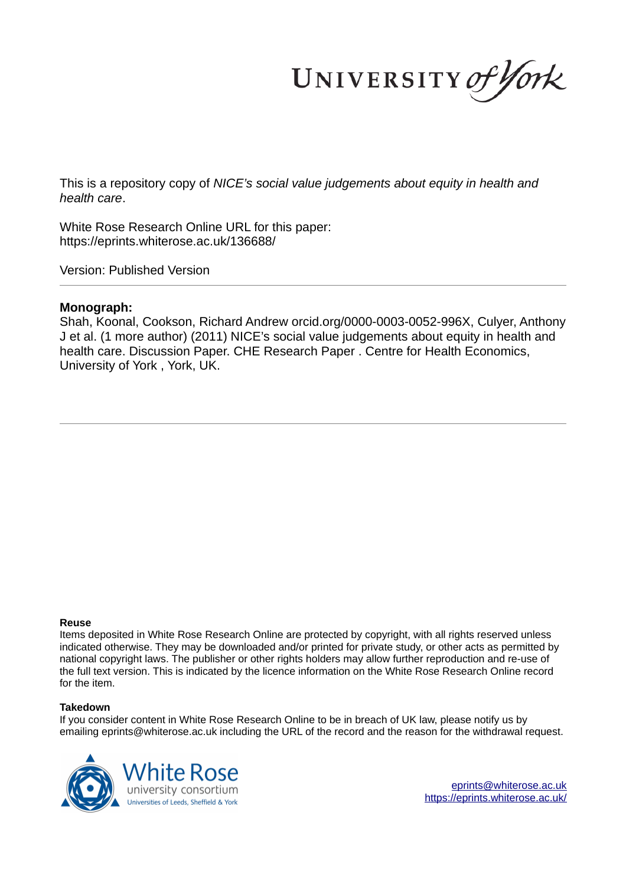This is a repository copy of *NICE's social value judgements about equity in health and health care*.

White Rose Research Online URL for this paper:
https://eprints.whiterose.ac.uk/136688/

Version: Published Version

**Monograph:**
Shah, Koonal, Cookson, Richard Andrew orcid.org/0000-0003-0052-996X, Culyer, Anthony J et al. (1 more author) (2011) NICE's social value judgements about equity in health and health care. Discussion Paper. CHE Research Paper . Centre for Health Economics, University of York , York, UK.

**Reuse**
Items deposited in White Rose Research Online are protected by copyright, with all rights reserved unless indicated otherwise. They may be downloaded and/or printed for private study, or other acts as permitted by national copyright laws. The publisher or other rights holders may allow further reproduction and re-use of the full text version. This is indicated by the licence information on the White Rose Research Online record for the item.

**Takedown**
If you consider content in White Rose Research Online to be in breach of UK law, please notify us by emailing eprints@whiterose.ac.uk including the URL of the record and the reason for the withdrawal request.

eprints@whiterose.ac.uk
https://eprints.whiterose.ac.uk/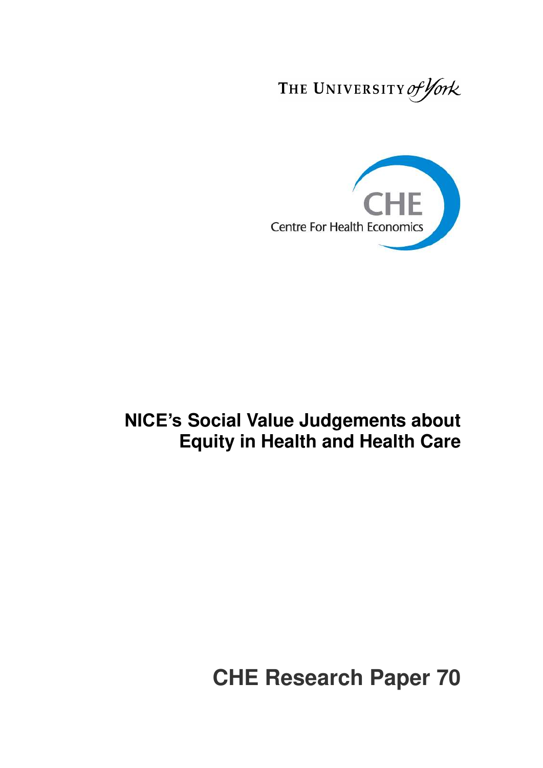THE UNIVERSITY of York

CHE

Centre For Health Economics

# NICE's Social Value Judgements about Equity in Health and Health Care

## CHE Research Paper 70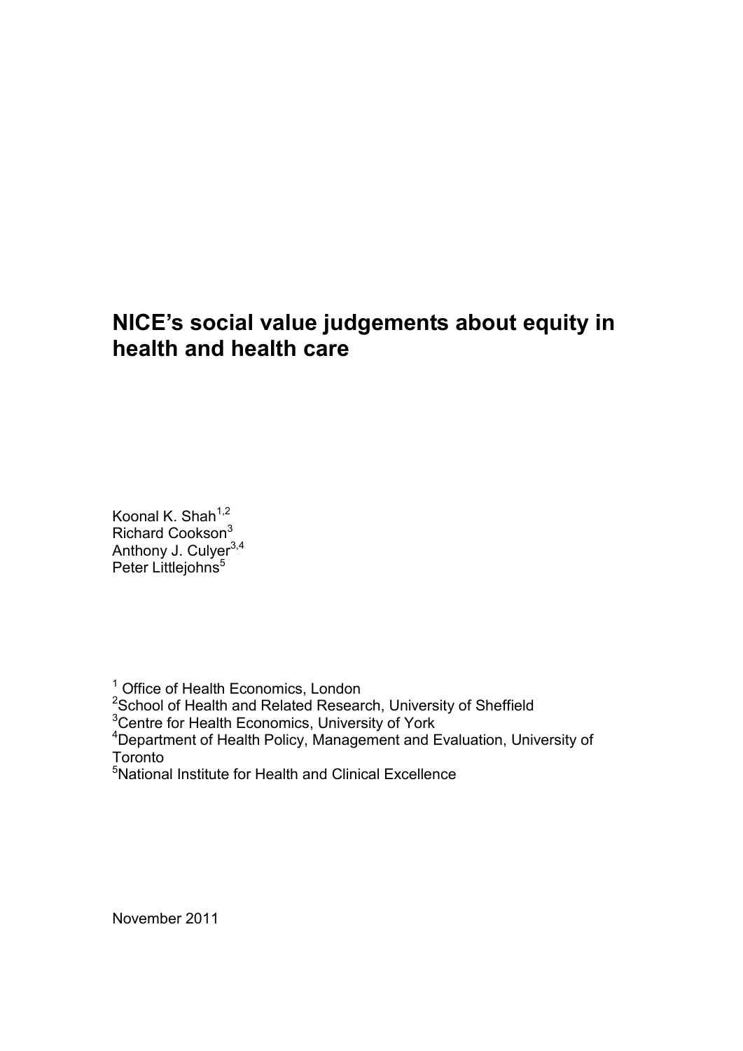# NICE's social value judgements about equity in health and health care

Koonal K. Shah[1,2]
Richard Cookson[3]
Anthony J. Culyer[3,4]
Peter Littlejohns[5]

[1] Office of Health Economics, London
[2] School of Health and Related Research, University of Sheffield
[3] Centre for Health Economics, University of York
[4] Department of Health Policy, Management and Evaluation, University of Toronto
[5] National Institute for Health and Clinical Excellence

November 2011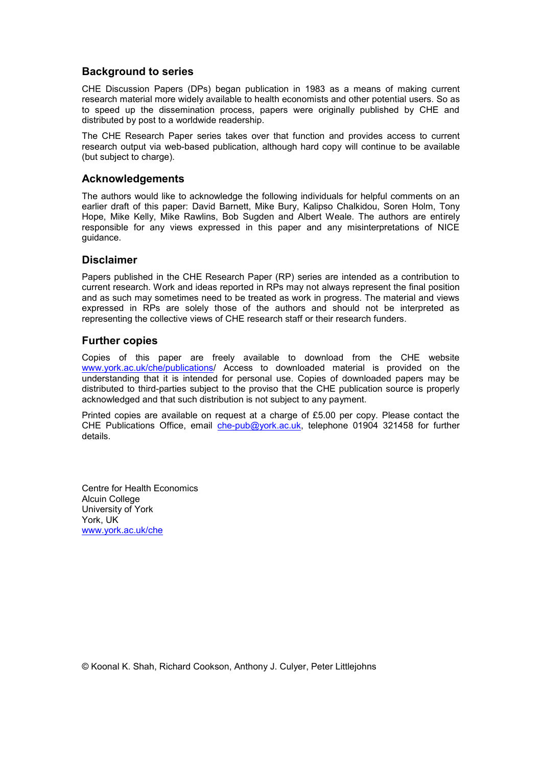## Background to series

CHE Discussion Papers (DPs) began publication in 1983 as a means of making current research material more widely available to health economists and other potential users. So as to speed up the dissemination process, papers were originally published by CHE and distributed by post to a worldwide readership.

The CHE Research Paper series takes over that function and provides access to current research output via web-based publication, although hard copy will continue to be available (but subject to charge).

## Acknowledgements

The authors would like to acknowledge the following individuals for helpful comments on an earlier draft of this paper: David Barnett, Mike Bury, Kalipso Chalkidou, Soren Holm, Tony Hope, Mike Kelly, Mike Rawlins, Bob Sugden and Albert Weale. The authors are entirely responsible for any views expressed in this paper and any misinterpretations of NICE guidance.

## Disclaimer

Papers published in the CHE Research Paper (RP) series are intended as a contribution to current research. Work and ideas reported in RPs may not always represent the final position and as such may sometimes need to be treated as work in progress. The material and views expressed in RPs are solely those of the authors and should not be interpreted as representing the collective views of CHE research staff or their research funders.

## Further copies

Copies of this paper are freely available to download from the CHE website www.york.ac.uk/che/publications/ Access to downloaded material is provided on the understanding that it is intended for personal use. Copies of downloaded papers may be distributed to third-parties subject to the proviso that the CHE publication source is properly acknowledged and that such distribution is not subject to any payment.

Printed copies are available on request at a charge of £5.00 per copy. Please contact the CHE Publications Office, email che-pub@york.ac.uk, telephone 01904 321458 for further details.

Centre for Health Economics
Alcuin College
University of York
York, UK
www.york.ac.uk/che

© Koonal K. Shah, Richard Cookson, Anthony J. Culyer, Peter Littlejohns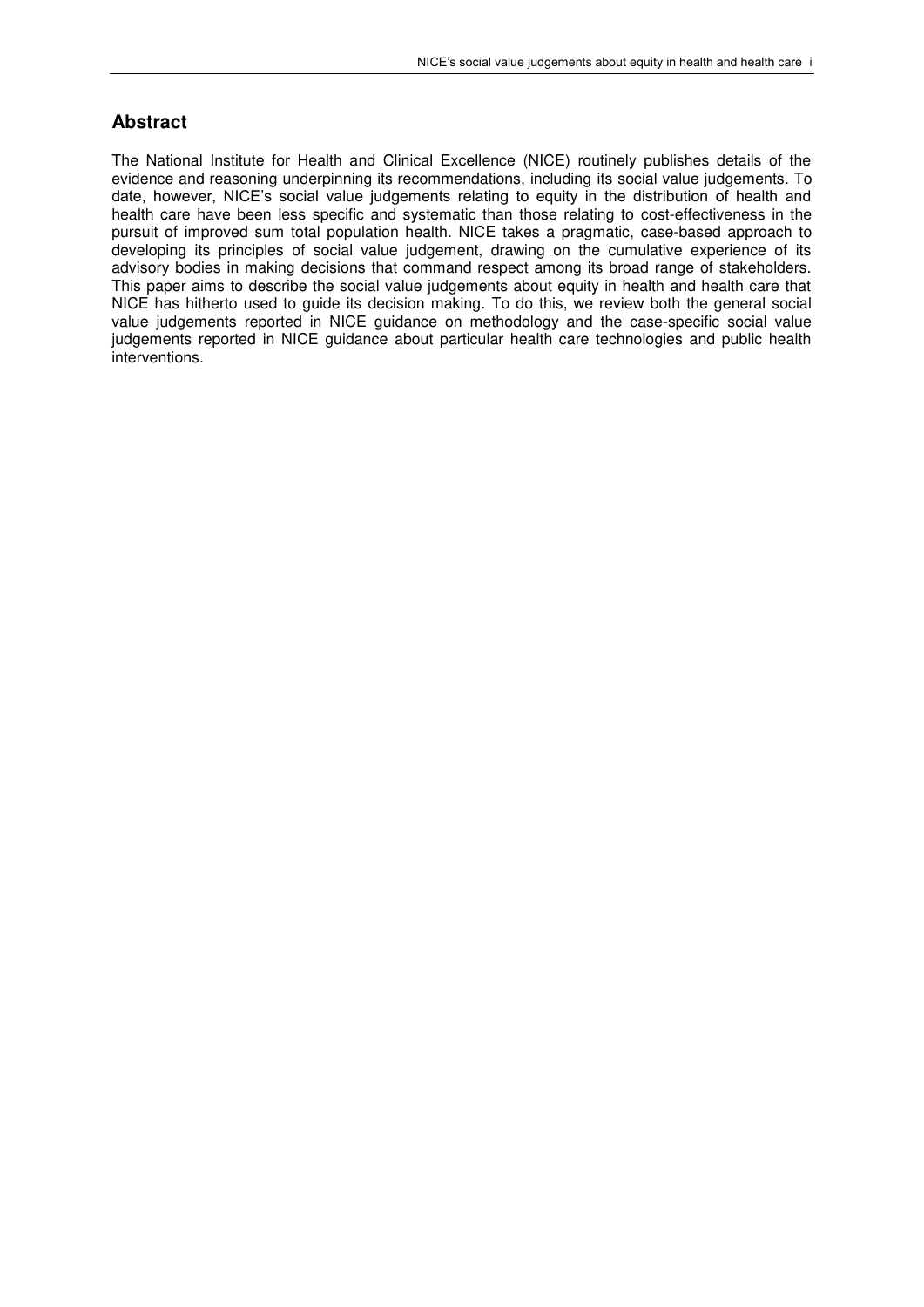## Abstract

The National Institute for Health and Clinical Excellence (NICE) routinely publishes details of the evidence and reasoning underpinning its recommendations, including its social value judgements. To date, however, NICE's social value judgements relating to equity in the distribution of health and health care have been less specific and systematic than those relating to cost-effectiveness in the pursuit of improved sum total population health. NICE takes a pragmatic, case-based approach to developing its principles of social value judgement, drawing on the cumulative experience of its advisory bodies in making decisions that command respect among its broad range of stakeholders. This paper aims to describe the social value judgements about equity in health and health care that NICE has hitherto used to guide its decision making. To do this, we review both the general social value judgements reported in NICE guidance on methodology and the case-specific social value judgements reported in NICE guidance about particular health care technologies and public health interventions.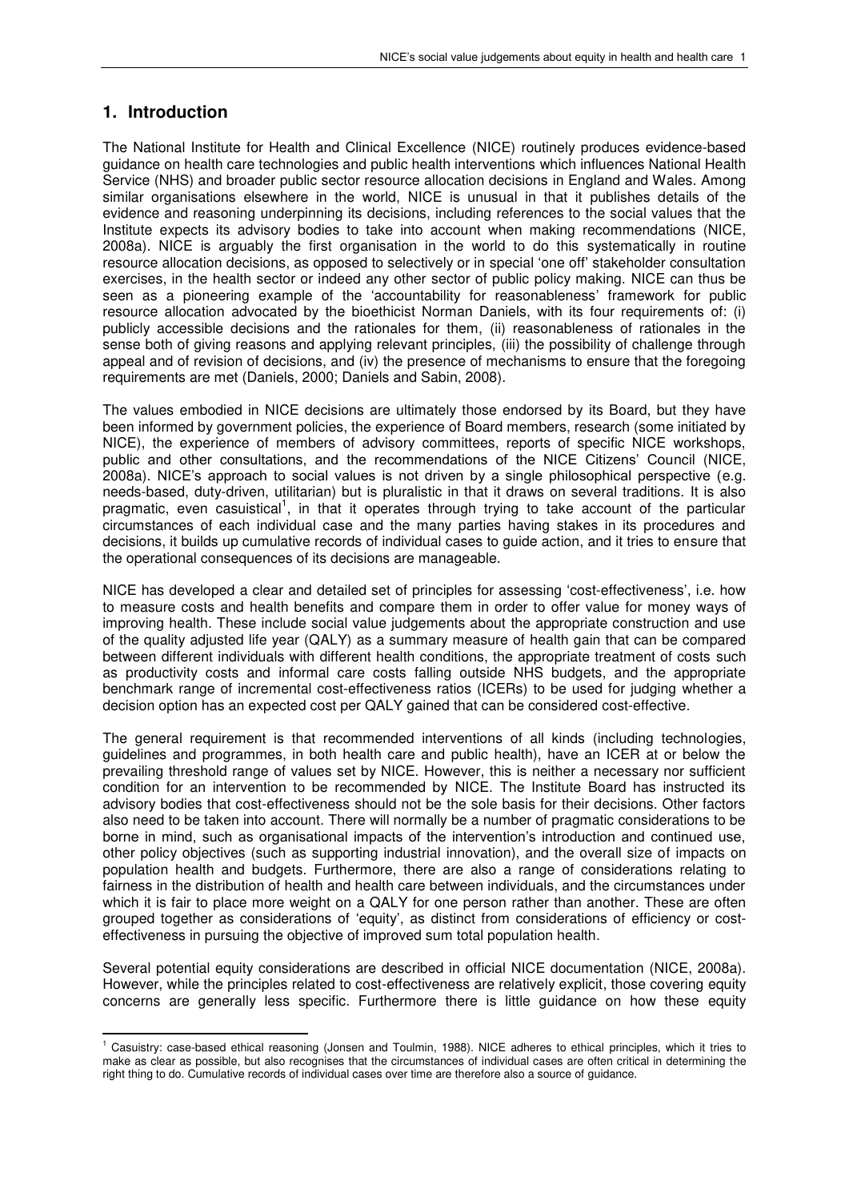## 1. Introduction

The National Institute for Health and Clinical Excellence (NICE) routinely produces evidence-based guidance on health care technologies and public health interventions which influences National Health Service (NHS) and broader public sector resource allocation decisions in England and Wales. Among similar organisations elsewhere in the world, NICE is unusual in that it publishes details of the evidence and reasoning underpinning its decisions, including references to the social values that the Institute expects its advisory bodies to take into account when making recommendations (NICE, 2008a). NICE is arguably the first organisation in the world to do this systematically in routine resource allocation decisions, as opposed to selectively or in special 'one off' stakeholder consultation exercises, in the health sector or indeed any other sector of public policy making. NICE can thus be seen as a pioneering example of the 'accountability for reasonableness' framework for public resource allocation advocated by the bioethicist Norman Daniels, with its four requirements of: (i) publicly accessible decisions and the rationales for them, (ii) reasonableness of rationales in the sense both of giving reasons and applying relevant principles, (iii) the possibility of challenge through appeal and of revision of decisions, and (iv) the presence of mechanisms to ensure that the foregoing requirements are met (Daniels, 2000; Daniels and Sabin, 2008).

The values embodied in NICE decisions are ultimately those endorsed by its Board, but they have been informed by government policies, the experience of Board members, research (some initiated by NICE), the experience of members of advisory committees, reports of specific NICE workshops, public and other consultations, and the recommendations of the NICE Citizens' Council (NICE, 2008a). NICE's approach to social values is not driven by a single philosophical perspective (e.g. needs-based, duty-driven, utilitarian) but is pluralistic in that it draws on several traditions. It is also pragmatic, even casuistical[1], in that it operates through trying to take account of the particular circumstances of each individual case and the many parties having stakes in its procedures and decisions, it builds up cumulative records of individual cases to guide action, and it tries to ensure that the operational consequences of its decisions are manageable.

NICE has developed a clear and detailed set of principles for assessing 'cost-effectiveness', i.e. how to measure costs and health benefits and compare them in order to offer value for money ways of improving health. These include social value judgements about the appropriate construction and use of the quality adjusted life year (QALY) as a summary measure of health gain that can be compared between different individuals with different health conditions, the appropriate treatment of costs such as productivity costs and informal care costs falling outside NHS budgets, and the appropriate benchmark range of incremental cost-effectiveness ratios (ICERs) to be used for judging whether a decision option has an expected cost per QALY gained that can be considered cost-effective.

The general requirement is that recommended interventions of all kinds (including technologies, guidelines and programmes, in both health care and public health), have an ICER at or below the prevailing threshold range of values set by NICE. However, this is neither a necessary nor sufficient condition for an intervention to be recommended by NICE. The Institute Board has instructed its advisory bodies that cost-effectiveness should not be the sole basis for their decisions. Other factors also need to be taken into account. There will normally be a number of pragmatic considerations to be borne in mind, such as organisational impacts of the intervention's introduction and continued use, other policy objectives (such as supporting industrial innovation), and the overall size of impacts on population health and budgets. Furthermore, there are also a range of considerations relating to fairness in the distribution of health and health care between individuals, and the circumstances under which it is fair to place more weight on a QALY for one person rather than another. These are often grouped together as considerations of 'equity', as distinct from considerations of efficiency or cost-effectiveness in pursuing the objective of improved sum total population health.

Several potential equity considerations are described in official NICE documentation (NICE, 2008a). However, while the principles related to cost-effectiveness are relatively explicit, those covering equity concerns are generally less specific. Furthermore there is little guidance on how these equity

[1] Casuistry: case-based ethical reasoning (Jonsen and Toulmin, 1988). NICE adheres to ethical principles, which it tries to make as clear as possible, but also recognises that the circumstances of individual cases are often critical in determining the right thing to do. Cumulative records of individual cases over time are therefore also a source of guidance.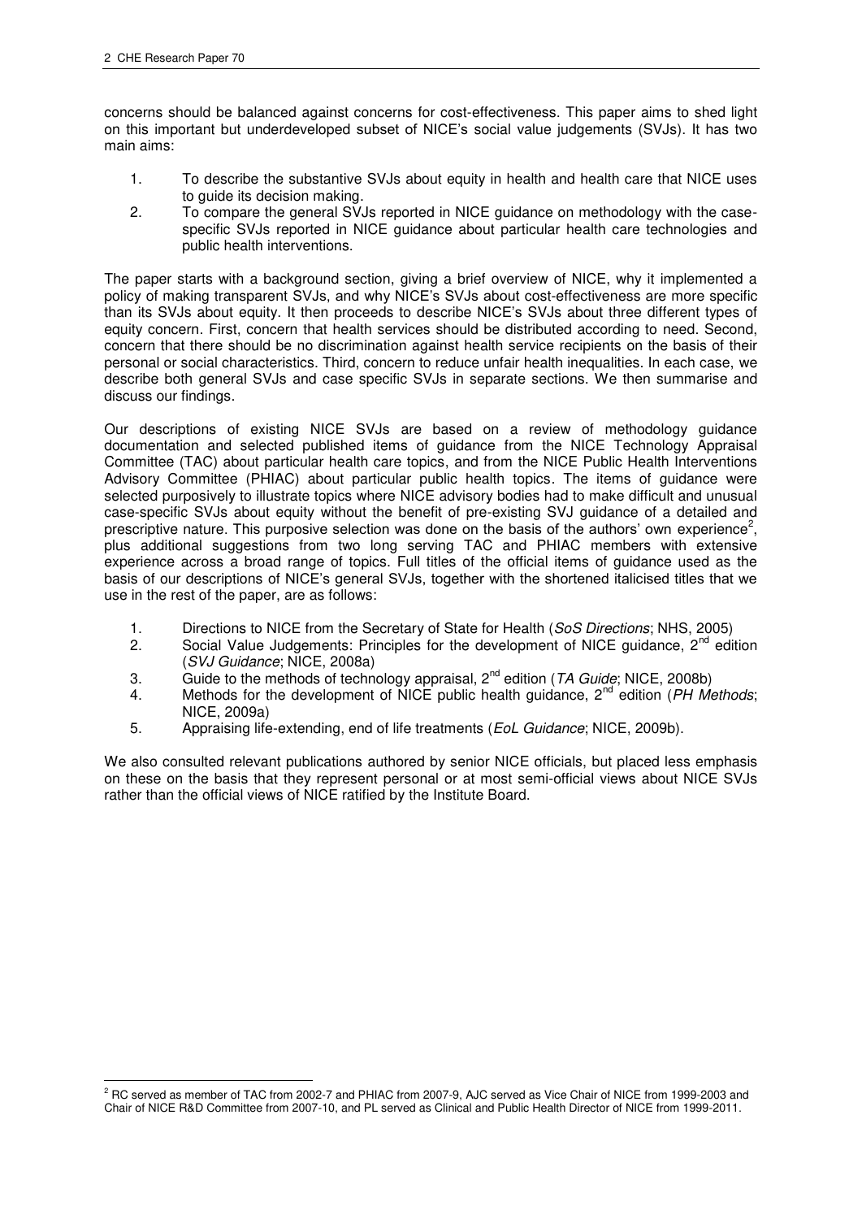concerns should be balanced against concerns for cost-effectiveness. This paper aims to shed light on this important but underdeveloped subset of NICE's social value judgements (SVJs). It has two main aims:

1. To describe the substantive SVJs about equity in health and health care that NICE uses to guide its decision making.
2. To compare the general SVJs reported in NICE guidance on methodology with the case-specific SVJs reported in NICE guidance about particular health care technologies and public health interventions.

The paper starts with a background section, giving a brief overview of NICE, why it implemented a policy of making transparent SVJs, and why NICE's SVJs about cost-effectiveness are more specific than its SVJs about equity. It then proceeds to describe NICE's SVJs about three different types of equity concern. First, concern that health services should be distributed according to need. Second, concern that there should be no discrimination against health service recipients on the basis of their personal or social characteristics. Third, concern to reduce unfair health inequalities. In each case, we describe both general SVJs and case specific SVJs in separate sections. We then summarise and discuss our findings.

Our descriptions of existing NICE SVJs are based on a review of methodology guidance documentation and selected published items of guidance from the NICE Technology Appraisal Committee (TAC) about particular health care topics, and from the NICE Public Health Interventions Advisory Committee (PHIAC) about particular public health topics. The items of guidance were selected purposively to illustrate topics where NICE advisory bodies had to make difficult and unusual case-specific SVJs about equity without the benefit of pre-existing SVJ guidance of a detailed and prescriptive nature. This purposive selection was done on the basis of the authors' own experience[2], plus additional suggestions from two long serving TAC and PHIAC members with extensive experience across a broad range of topics. Full titles of the official items of guidance used as the basis of our descriptions of NICE's general SVJs, together with the shortened italicised titles that we use in the rest of the paper, are as follows:

1. Directions to NICE from the Secretary of State for Health (*SoS Directions*; NHS, 2005)
2. Social Value Judgements: Principles for the development of NICE guidance, 2nd edition (*SVJ Guidance*; NICE, 2008a)
3. Guide to the methods of technology appraisal, 2nd edition (*TA Guide*; NICE, 2008b)
4. Methods for the development of NICE public health guidance, 2nd edition (*PH Methods*; NICE, 2009a)
5. Appraising life-extending, end of life treatments (*EoL Guidance*; NICE, 2009b).

We also consulted relevant publications authored by senior NICE officials, but placed less emphasis on these on the basis that they represent personal or at most semi-official views about NICE SVJs rather than the official views of NICE ratified by the Institute Board.

[2] RC served as member of TAC from 2002-7 and PHIAC from 2007-9, AJC served as Vice Chair of NICE from 1999-2003 and Chair of NICE R&D Committee from 2007-10, and PL served as Clinical and Public Health Director of NICE from 1999-2011.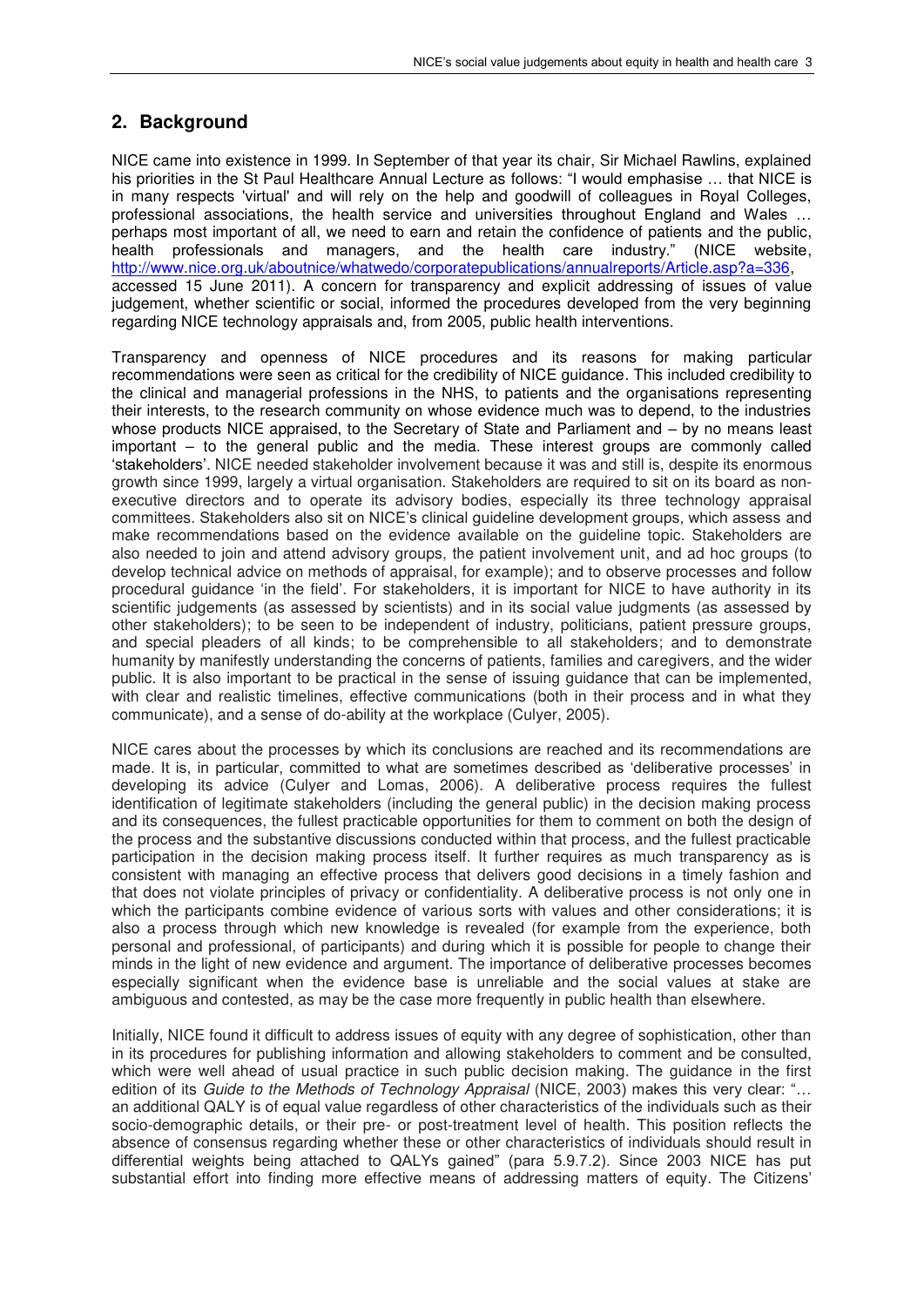## 2. Background

NICE came into existence in 1999. In September of that year its chair, Sir Michael Rawlins, explained his priorities in the St Paul Healthcare Annual Lecture as follows: "I would emphasise … that NICE is in many respects 'virtual' and will rely on the help and goodwill of colleagues in Royal Colleges, professional associations, the health service and universities throughout England and Wales … perhaps most important of all, we need to earn and retain the confidence of patients and the public, health professionals and managers, and the health care industry." (NICE website, http://www.nice.org.uk/aboutnice/whatwedo/corporatepublications/annualreports/Article.asp?a=336, accessed 15 June 2011). A concern for transparency and explicit addressing of issues of value judgement, whether scientific or social, informed the procedures developed from the very beginning regarding NICE technology appraisals and, from 2005, public health interventions.

Transparency and openness of NICE procedures and its reasons for making particular recommendations were seen as critical for the credibility of NICE guidance. This included credibility to the clinical and managerial professions in the NHS, to patients and the organisations representing their interests, to the research community on whose evidence much was to depend, to the industries whose products NICE appraised, to the Secretary of State and Parliament and – by no means least important – to the general public and the media. These interest groups are commonly called 'stakeholders'. NICE needed stakeholder involvement because it was and still is, despite its enormous growth since 1999, largely a virtual organisation. Stakeholders are required to sit on its board as non-executive directors and to operate its advisory bodies, especially its three technology appraisal committees. Stakeholders also sit on NICE's clinical guideline development groups, which assess and make recommendations based on the evidence available on the guideline topic. Stakeholders are also needed to join and attend advisory groups, the patient involvement unit, and ad hoc groups (to develop technical advice on methods of appraisal, for example); and to observe processes and follow procedural guidance 'in the field'. For stakeholders, it is important for NICE to have authority in its scientific judgements (as assessed by scientists) and in its social value judgments (as assessed by other stakeholders); to be seen to be independent of industry, politicians, patient pressure groups, and special pleaders of all kinds; to be comprehensible to all stakeholders; and to demonstrate humanity by manifestly understanding the concerns of patients, families and caregivers, and the wider public. It is also important to be practical in the sense of issuing guidance that can be implemented, with clear and realistic timelines, effective communications (both in their process and in what they communicate), and a sense of do-ability at the workplace (Culyer, 2005).

NICE cares about the processes by which its conclusions are reached and its recommendations are made. It is, in particular, committed to what are sometimes described as 'deliberative processes' in developing its advice (Culyer and Lomas, 2006). A deliberative process requires the fullest identification of legitimate stakeholders (including the general public) in the decision making process and its consequences, the fullest practicable opportunities for them to comment on both the design of the process and the substantive discussions conducted within that process, and the fullest practicable participation in the decision making process itself. It further requires as much transparency as is consistent with managing an effective process that delivers good decisions in a timely fashion and that does not violate principles of privacy or confidentiality. A deliberative process is not only one in which the participants combine evidence of various sorts with values and other considerations; it is also a process through which new knowledge is revealed (for example from the experience, both personal and professional, of participants) and during which it is possible for people to change their minds in the light of new evidence and argument. The importance of deliberative processes becomes especially significant when the evidence base is unreliable and the social values at stake are ambiguous and contested, as may be the case more frequently in public health than elsewhere.

Initially, NICE found it difficult to address issues of equity with any degree of sophistication, other than in its procedures for publishing information and allowing stakeholders to comment and be consulted, which were well ahead of usual practice in such public decision making. The guidance in the first edition of its *Guide to the Methods of Technology Appraisal* (NICE, 2003) makes this very clear: "… an additional QALY is of equal value regardless of other characteristics of the individuals such as their socio-demographic details, or their pre- or post-treatment level of health. This position reflects the absence of consensus regarding whether these or other characteristics of individuals should result in differential weights being attached to QALYs gained" (para 5.9.7.2). Since 2003 NICE has put substantial effort into finding more effective means of addressing matters of equity. The Citizens'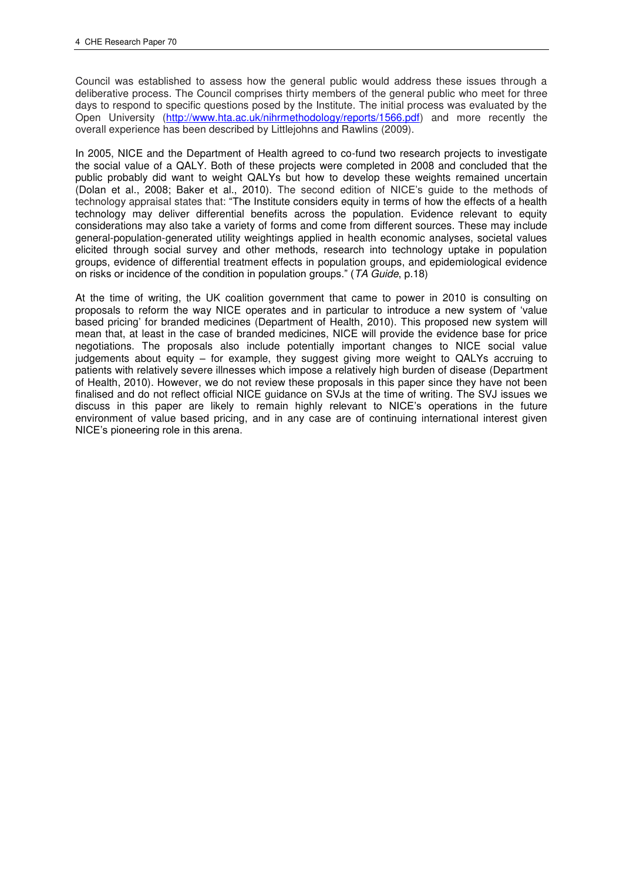Council was established to assess how the general public would address these issues through a deliberative process. The Council comprises thirty members of the general public who meet for three days to respond to specific questions posed by the Institute. The initial process was evaluated by the Open University (http://www.hta.ac.uk/nihrmethodology/reports/1566.pdf) and more recently the overall experience has been described by Littlejohns and Rawlins (2009).

In 2005, NICE and the Department of Health agreed to co-fund two research projects to investigate the social value of a QALY. Both of these projects were completed in 2008 and concluded that the public probably did want to weight QALYs but how to develop these weights remained uncertain (Dolan et al., 2008; Baker et al., 2010). The second edition of NICE's guide to the methods of technology appraisal states that: "The Institute considers equity in terms of how the effects of a health technology may deliver differential benefits across the population. Evidence relevant to equity considerations may also take a variety of forms and come from different sources. These may include general-population-generated utility weightings applied in health economic analyses, societal values elicited through social survey and other methods, research into technology uptake in population groups, evidence of differential treatment effects in population groups, and epidemiological evidence on risks or incidence of the condition in population groups." (*TA Guide*, p.18)

At the time of writing, the UK coalition government that came to power in 2010 is consulting on proposals to reform the way NICE operates and in particular to introduce a new system of 'value based pricing' for branded medicines (Department of Health, 2010). This proposed new system will mean that, at least in the case of branded medicines, NICE will provide the evidence base for price negotiations. The proposals also include potentially important changes to NICE social value judgements about equity – for example, they suggest giving more weight to QALYs accruing to patients with relatively severe illnesses which impose a relatively high burden of disease (Department of Health, 2010). However, we do not review these proposals in this paper since they have not been finalised and do not reflect official NICE guidance on SVJs at the time of writing. The SVJ issues we discuss in this paper are likely to remain highly relevant to NICE's operations in the future environment of value based pricing, and in any case are of continuing international interest given NICE's pioneering role in this arena.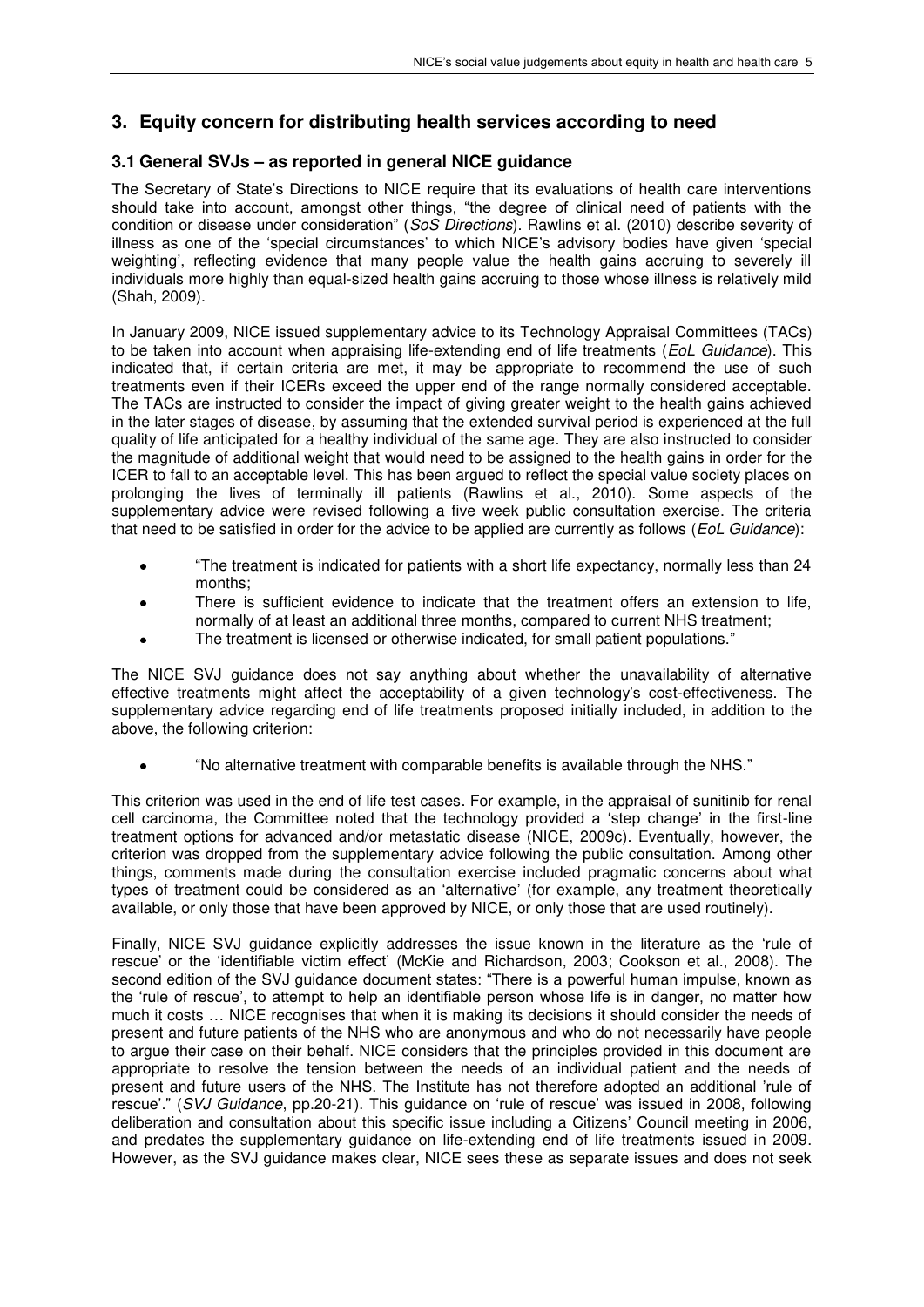## 3. Equity concern for distributing health services according to need

### 3.1 General SVJs – as reported in general NICE guidance

The Secretary of State's Directions to NICE require that its evaluations of health care interventions should take into account, amongst other things, "the degree of clinical need of patients with the condition or disease under consideration" (*SoS Directions*). Rawlins et al. (2010) describe severity of illness as one of the 'special circumstances' to which NICE's advisory bodies have given 'special weighting', reflecting evidence that many people value the health gains accruing to severely ill individuals more highly than equal-sized health gains accruing to those whose illness is relatively mild (Shah, 2009).

In January 2009, NICE issued supplementary advice to its Technology Appraisal Committees (TACs) to be taken into account when appraising life-extending end of life treatments (*EoL Guidance*). This indicated that, if certain criteria are met, it may be appropriate to recommend the use of such treatments even if their ICERs exceed the upper end of the range normally considered acceptable. The TACs are instructed to consider the impact of giving greater weight to the health gains achieved in the later stages of disease, by assuming that the extended survival period is experienced at the full quality of life anticipated for a healthy individual of the same age. They are also instructed to consider the magnitude of additional weight that would need to be assigned to the health gains in order for the ICER to fall to an acceptable level. This has been argued to reflect the special value society places on prolonging the lives of terminally ill patients (Rawlins et al., 2010). Some aspects of the supplementary advice were revised following a five week public consultation exercise. The criteria that need to be satisfied in order for the advice to be applied are currently as follows (*EoL Guidance*):

- "The treatment is indicated for patients with a short life expectancy, normally less than 24 months;
- There is sufficient evidence to indicate that the treatment offers an extension to life, normally of at least an additional three months, compared to current NHS treatment;
- The treatment is licensed or otherwise indicated, for small patient populations."

The NICE SVJ guidance does not say anything about whether the unavailability of alternative effective treatments might affect the acceptability of a given technology's cost-effectiveness. The supplementary advice regarding end of life treatments proposed initially included, in addition to the above, the following criterion:

- "No alternative treatment with comparable benefits is available through the NHS."

This criterion was used in the end of life test cases. For example, in the appraisal of sunitinib for renal cell carcinoma, the Committee noted that the technology provided a 'step change' in the first-line treatment options for advanced and/or metastatic disease (NICE, 2009c). Eventually, however, the criterion was dropped from the supplementary advice following the public consultation. Among other things, comments made during the consultation exercise included pragmatic concerns about what types of treatment could be considered as an 'alternative' (for example, any treatment theoretically available, or only those that have been approved by NICE, or only those that are used routinely).

Finally, NICE SVJ guidance explicitly addresses the issue known in the literature as the 'rule of rescue' or the 'identifiable victim effect' (McKie and Richardson, 2003; Cookson et al., 2008). The second edition of the SVJ guidance document states: "There is a powerful human impulse, known as the 'rule of rescue', to attempt to help an identifiable person whose life is in danger, no matter how much it costs … NICE recognises that when it is making its decisions it should consider the needs of present and future patients of the NHS who are anonymous and who do not necessarily have people to argue their case on their behalf. NICE considers that the principles provided in this document are appropriate to resolve the tension between the needs of an individual patient and the needs of present and future users of the NHS. The Institute has not therefore adopted an additional 'rule of rescue'." (*SVJ Guidance*, pp.20-21). This guidance on 'rule of rescue' was issued in 2008, following deliberation and consultation about this specific issue including a Citizens' Council meeting in 2006, and predates the supplementary guidance on life-extending end of life treatments issued in 2009. However, as the SVJ guidance makes clear, NICE sees these as separate issues and does not seek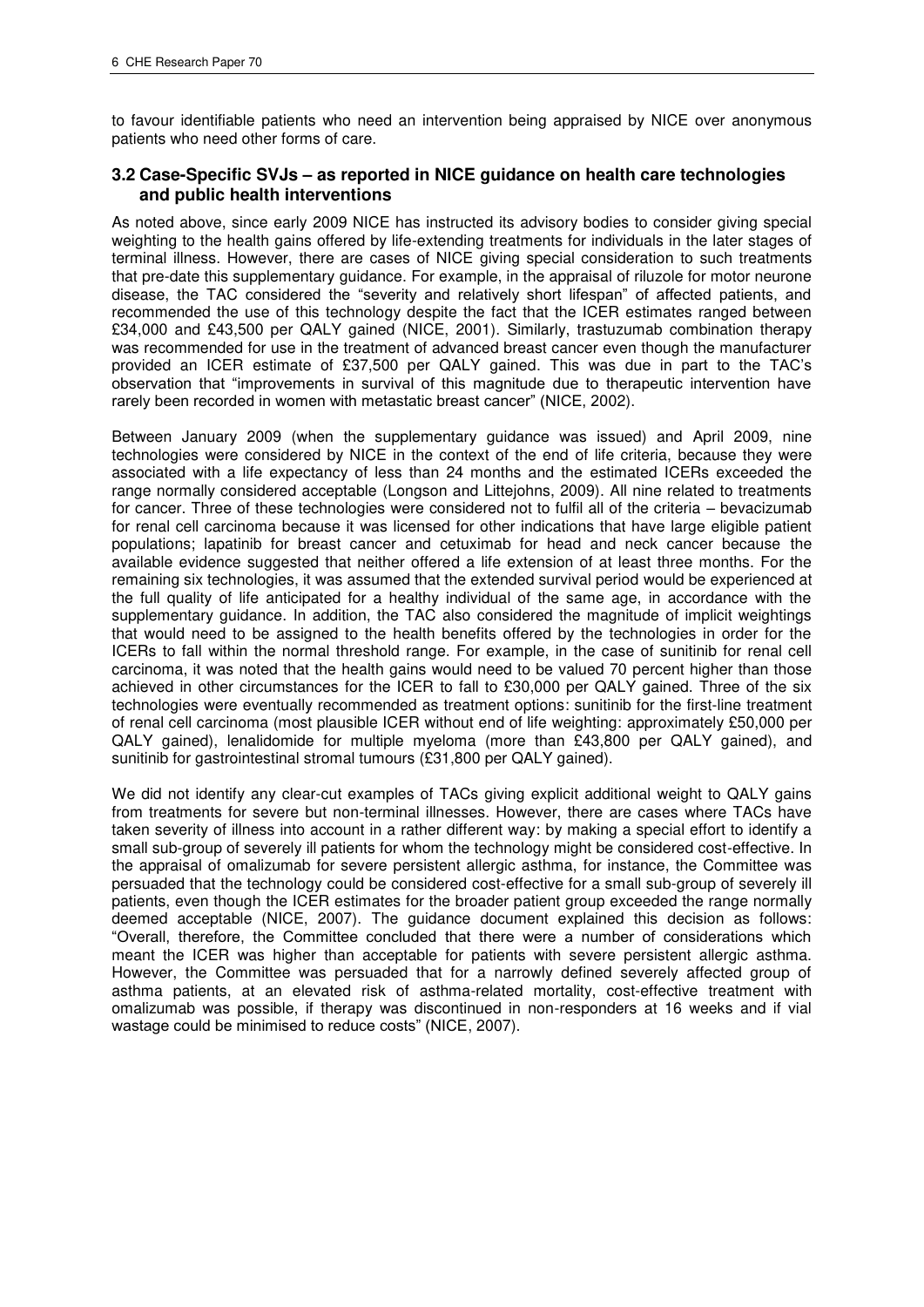to favour identifiable patients who need an intervention being appraised by NICE over anonymous patients who need other forms of care.

### 3.2 Case-Specific SVJs – as reported in NICE guidance on health care technologies and public health interventions

As noted above, since early 2009 NICE has instructed its advisory bodies to consider giving special weighting to the health gains offered by life-extending treatments for individuals in the later stages of terminal illness. However, there are cases of NICE giving special consideration to such treatments that pre-date this supplementary guidance. For example, in the appraisal of riluzole for motor neurone disease, the TAC considered the "severity and relatively short lifespan" of affected patients, and recommended the use of this technology despite the fact that the ICER estimates ranged between £34,000 and £43,500 per QALY gained (NICE, 2001). Similarly, trastuzumab combination therapy was recommended for use in the treatment of advanced breast cancer even though the manufacturer provided an ICER estimate of £37,500 per QALY gained. This was due in part to the TAC's observation that "improvements in survival of this magnitude due to therapeutic intervention have rarely been recorded in women with metastatic breast cancer" (NICE, 2002).

Between January 2009 (when the supplementary guidance was issued) and April 2009, nine technologies were considered by NICE in the context of the end of life criteria, because they were associated with a life expectancy of less than 24 months and the estimated ICERs exceeded the range normally considered acceptable (Longson and Littejohns, 2009). All nine related to treatments for cancer. Three of these technologies were considered not to fulfil all of the criteria – bevacizumab for renal cell carcinoma because it was licensed for other indications that have large eligible patient populations; lapatinib for breast cancer and cetuximab for head and neck cancer because the available evidence suggested that neither offered a life extension of at least three months. For the remaining six technologies, it was assumed that the extended survival period would be experienced at the full quality of life anticipated for a healthy individual of the same age, in accordance with the supplementary guidance. In addition, the TAC also considered the magnitude of implicit weightings that would need to be assigned to the health benefits offered by the technologies in order for the ICERs to fall within the normal threshold range. For example, in the case of sunitinib for renal cell carcinoma, it was noted that the health gains would need to be valued 70 percent higher than those achieved in other circumstances for the ICER to fall to £30,000 per QALY gained. Three of the six technologies were eventually recommended as treatment options: sunitinib for the first-line treatment of renal cell carcinoma (most plausible ICER without end of life weighting: approximately £50,000 per QALY gained), lenalidomide for multiple myeloma (more than £43,800 per QALY gained), and sunitinib for gastrointestinal stromal tumours (£31,800 per QALY gained).

We did not identify any clear-cut examples of TACs giving explicit additional weight to QALY gains from treatments for severe but non-terminal illnesses. However, there are cases where TACs have taken severity of illness into account in a rather different way: by making a special effort to identify a small sub-group of severely ill patients for whom the technology might be considered cost-effective. In the appraisal of omalizumab for severe persistent allergic asthma, for instance, the Committee was persuaded that the technology could be considered cost-effective for a small sub-group of severely ill patients, even though the ICER estimates for the broader patient group exceeded the range normally deemed acceptable (NICE, 2007). The guidance document explained this decision as follows: "Overall, therefore, the Committee concluded that there were a number of considerations which meant the ICER was higher than acceptable for patients with severe persistent allergic asthma. However, the Committee was persuaded that for a narrowly defined severely affected group of asthma patients, at an elevated risk of asthma-related mortality, cost-effective treatment with omalizumab was possible, if therapy was discontinued in non-responders at 16 weeks and if vial wastage could be minimised to reduce costs" (NICE, 2007).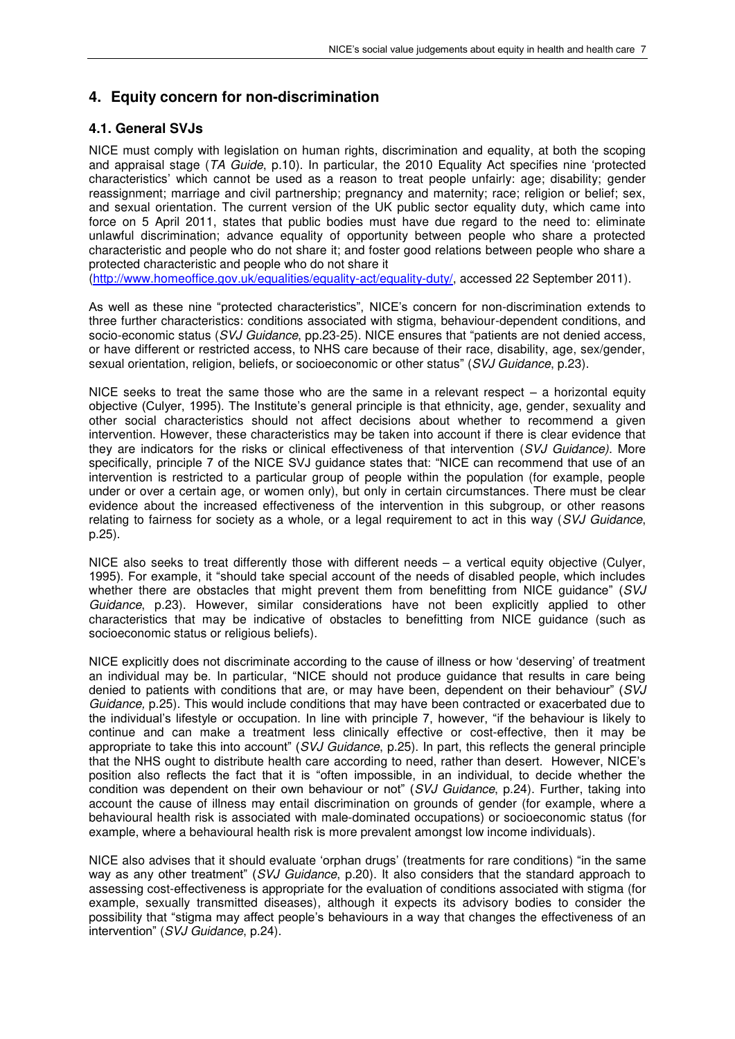## 4. Equity concern for non-discrimination

### 4.1. General SVJs

NICE must comply with legislation on human rights, discrimination and equality, at both the scoping and appraisal stage (*TA Guide*, p.10). In particular, the 2010 Equality Act specifies nine 'protected characteristics' which cannot be used as a reason to treat people unfairly: age; disability; gender reassignment; marriage and civil partnership; pregnancy and maternity; race; religion or belief; sex, and sexual orientation. The current version of the UK public sector equality duty, which came into force on 5 April 2011, states that public bodies must have due regard to the need to: eliminate unlawful discrimination; advance equality of opportunity between people who share a protected characteristic and people who do not share it; and foster good relations between people who share a protected characteristic and people who do not share it (http://www.homeoffice.gov.uk/equalities/equality-act/equality-duty/, accessed 22 September 2011).

As well as these nine "protected characteristics", NICE's concern for non-discrimination extends to three further characteristics: conditions associated with stigma, behaviour-dependent conditions, and socio-economic status (*SVJ Guidance*, pp.23-25). NICE ensures that "patients are not denied access, or have different or restricted access, to NHS care because of their race, disability, age, sex/gender, sexual orientation, religion, beliefs, or socioeconomic or other status" (*SVJ Guidance*, p.23).

NICE seeks to treat the same those who are the same in a relevant respect – a horizontal equity objective (Culyer, 1995). The Institute's general principle is that ethnicity, age, gender, sexuality and other social characteristics should not affect decisions about whether to recommend a given intervention. However, these characteristics may be taken into account if there is clear evidence that they are indicators for the risks or clinical effectiveness of that intervention (*SVJ Guidance).* More specifically, principle 7 of the NICE SVJ guidance states that: "NICE can recommend that use of an intervention is restricted to a particular group of people within the population (for example, people under or over a certain age, or women only), but only in certain circumstances. There must be clear evidence about the increased effectiveness of the intervention in this subgroup, or other reasons relating to fairness for society as a whole, or a legal requirement to act in this way (*SVJ Guidance*, p.25).

NICE also seeks to treat differently those with different needs – a vertical equity objective (Culyer, 1995). For example, it "should take special account of the needs of disabled people, which includes whether there are obstacles that might prevent them from benefitting from NICE guidance" (*SVJ Guidance*, p.23). However, similar considerations have not been explicitly applied to other characteristics that may be indicative of obstacles to benefitting from NICE guidance (such as socioeconomic status or religious beliefs).

NICE explicitly does not discriminate according to the cause of illness or how 'deserving' of treatment an individual may be. In particular, "NICE should not produce guidance that results in care being denied to patients with conditions that are, or may have been, dependent on their behaviour" (*SVJ Guidance,* p.25). This would include conditions that may have been contracted or exacerbated due to the individual's lifestyle or occupation. In line with principle 7, however, "if the behaviour is likely to continue and can make a treatment less clinically effective or cost-effective, then it may be appropriate to take this into account" (*SVJ Guidance*, p.25). In part, this reflects the general principle that the NHS ought to distribute health care according to need, rather than desert. However, NICE's position also reflects the fact that it is "often impossible, in an individual, to decide whether the condition was dependent on their own behaviour or not" (*SVJ Guidance*, p.24). Further, taking into account the cause of illness may entail discrimination on grounds of gender (for example, where a behavioural health risk is associated with male-dominated occupations) or socioeconomic status (for example, where a behavioural health risk is more prevalent amongst low income individuals).

NICE also advises that it should evaluate 'orphan drugs' (treatments for rare conditions) "in the same way as any other treatment" (*SVJ Guidance*, p.20). It also considers that the standard approach to assessing cost-effectiveness is appropriate for the evaluation of conditions associated with stigma (for example, sexually transmitted diseases), although it expects its advisory bodies to consider the possibility that "stigma may affect people's behaviours in a way that changes the effectiveness of an intervention" (*SVJ Guidance*, p.24).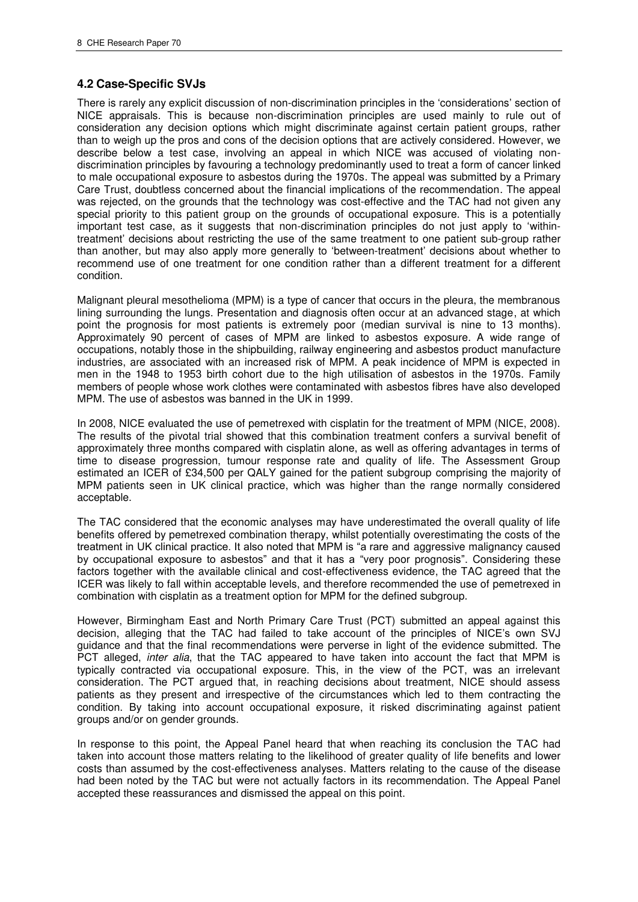### 4.2 Case-Specific SVJs

There is rarely any explicit discussion of non-discrimination principles in the 'considerations' section of NICE appraisals. This is because non-discrimination principles are used mainly to rule out of consideration any decision options which might discriminate against certain patient groups, rather than to weigh up the pros and cons of the decision options that are actively considered. However, we describe below a test case, involving an appeal in which NICE was accused of violating non-discrimination principles by favouring a technology predominantly used to treat a form of cancer linked to male occupational exposure to asbestos during the 1970s. The appeal was submitted by a Primary Care Trust, doubtless concerned about the financial implications of the recommendation. The appeal was rejected, on the grounds that the technology was cost-effective and the TAC had not given any special priority to this patient group on the grounds of occupational exposure. This is a potentially important test case, as it suggests that non-discrimination principles do not just apply to 'within-treatment' decisions about restricting the use of the same treatment to one patient sub-group rather than another, but may also apply more generally to 'between-treatment' decisions about whether to recommend use of one treatment for one condition rather than a different treatment for a different condition.

Malignant pleural mesothelioma (MPM) is a type of cancer that occurs in the pleura, the membranous lining surrounding the lungs. Presentation and diagnosis often occur at an advanced stage, at which point the prognosis for most patients is extremely poor (median survival is nine to 13 months). Approximately 90 percent of cases of MPM are linked to asbestos exposure. A wide range of occupations, notably those in the shipbuilding, railway engineering and asbestos product manufacture industries, are associated with an increased risk of MPM. A peak incidence of MPM is expected in men in the 1948 to 1953 birth cohort due to the high utilisation of asbestos in the 1970s. Family members of people whose work clothes were contaminated with asbestos fibres have also developed MPM. The use of asbestos was banned in the UK in 1999.

In 2008, NICE evaluated the use of pemetrexed with cisplatin for the treatment of MPM (NICE, 2008). The results of the pivotal trial showed that this combination treatment confers a survival benefit of approximately three months compared with cisplatin alone, as well as offering advantages in terms of time to disease progression, tumour response rate and quality of life. The Assessment Group estimated an ICER of £34,500 per QALY gained for the patient subgroup comprising the majority of MPM patients seen in UK clinical practice, which was higher than the range normally considered acceptable.

The TAC considered that the economic analyses may have underestimated the overall quality of life benefits offered by pemetrexed combination therapy, whilst potentially overestimating the costs of the treatment in UK clinical practice. It also noted that MPM is "a rare and aggressive malignancy caused by occupational exposure to asbestos" and that it has a "very poor prognosis". Considering these factors together with the available clinical and cost-effectiveness evidence, the TAC agreed that the ICER was likely to fall within acceptable levels, and therefore recommended the use of pemetrexed in combination with cisplatin as a treatment option for MPM for the defined subgroup.

However, Birmingham East and North Primary Care Trust (PCT) submitted an appeal against this decision, alleging that the TAC had failed to take account of the principles of NICE's own SVJ guidance and that the final recommendations were perverse in light of the evidence submitted. The PCT alleged, *inter alia*, that the TAC appeared to have taken into account the fact that MPM is typically contracted via occupational exposure. This, in the view of the PCT, was an irrelevant consideration. The PCT argued that, in reaching decisions about treatment, NICE should assess patients as they present and irrespective of the circumstances which led to them contracting the condition. By taking into account occupational exposure, it risked discriminating against patient groups and/or on gender grounds.

In response to this point, the Appeal Panel heard that when reaching its conclusion the TAC had taken into account those matters relating to the likelihood of greater quality of life benefits and lower costs than assumed by the cost-effectiveness analyses. Matters relating to the cause of the disease had been noted by the TAC but were not actually factors in its recommendation. The Appeal Panel accepted these reassurances and dismissed the appeal on this point.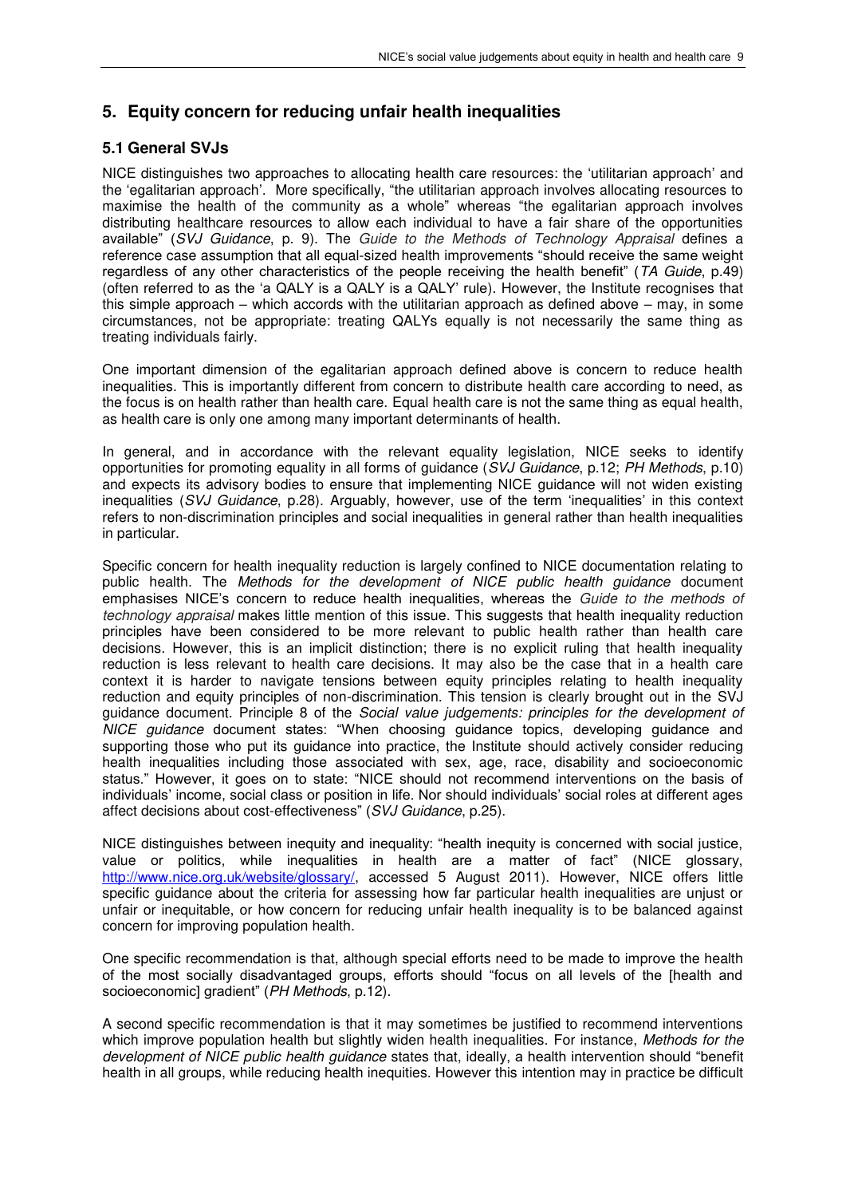## 5. Equity concern for reducing unfair health inequalities

### 5.1 General SVJs

NICE distinguishes two approaches to allocating health care resources: the 'utilitarian approach' and the 'egalitarian approach'. More specifically, "the utilitarian approach involves allocating resources to maximise the health of the community as a whole" whereas "the egalitarian approach involves distributing healthcare resources to allow each individual to have a fair share of the opportunities available" (*SVJ Guidance*, p. 9). The *Guide to the Methods of Technology Appraisal* defines a reference case assumption that all equal-sized health improvements "should receive the same weight regardless of any other characteristics of the people receiving the health benefit" (*TA Guide*, p.49) (often referred to as the 'a QALY is a QALY is a QALY' rule). However, the Institute recognises that this simple approach – which accords with the utilitarian approach as defined above – may, in some circumstances, not be appropriate: treating QALYs equally is not necessarily the same thing as treating individuals fairly.

One important dimension of the egalitarian approach defined above is concern to reduce health inequalities. This is importantly different from concern to distribute health care according to need, as the focus is on health rather than health care. Equal health care is not the same thing as equal health, as health care is only one among many important determinants of health.

In general, and in accordance with the relevant equality legislation, NICE seeks to identify opportunities for promoting equality in all forms of guidance (*SVJ Guidance*, p.12; *PH Methods*, p.10) and expects its advisory bodies to ensure that implementing NICE guidance will not widen existing inequalities (*SVJ Guidance*, p.28). Arguably, however, use of the term 'inequalities' in this context refers to non-discrimination principles and social inequalities in general rather than health inequalities in particular.

Specific concern for health inequality reduction is largely confined to NICE documentation relating to public health. The *Methods for the development of NICE public health guidance* document emphasises NICE's concern to reduce health inequalities, whereas the *Guide to the methods of technology appraisal* makes little mention of this issue. This suggests that health inequality reduction principles have been considered to be more relevant to public health rather than health care decisions. However, this is an implicit distinction; there is no explicit ruling that health inequality reduction is less relevant to health care decisions. It may also be the case that in a health care context it is harder to navigate tensions between equity principles relating to health inequality reduction and equity principles of non-discrimination. This tension is clearly brought out in the SVJ guidance document. Principle 8 of the *Social value judgements: principles for the development of NICE guidance* document states: "When choosing guidance topics, developing guidance and supporting those who put its guidance into practice, the Institute should actively consider reducing health inequalities including those associated with sex, age, race, disability and socioeconomic status." However, it goes on to state: "NICE should not recommend interventions on the basis of individuals' income, social class or position in life. Nor should individuals' social roles at different ages affect decisions about cost-effectiveness" (*SVJ Guidance*, p.25).

NICE distinguishes between inequity and inequality: "health inequity is concerned with social justice, value or politics, while inequalities in health are a matter of fact" (NICE glossary, http://www.nice.org.uk/website/glossary/, accessed 5 August 2011). However, NICE offers little specific guidance about the criteria for assessing how far particular health inequalities are unjust or unfair or inequitable, or how concern for reducing unfair health inequality is to be balanced against concern for improving population health.

One specific recommendation is that, although special efforts need to be made to improve the health of the most socially disadvantaged groups, efforts should "focus on all levels of the [health and socioeconomic] gradient" (*PH Methods*, p.12).

A second specific recommendation is that it may sometimes be justified to recommend interventions which improve population health but slightly widen health inequalities. For instance, *Methods for the development of NICE public health guidance* states that, ideally, a health intervention should "benefit health in all groups, while reducing health inequities. However this intention may in practice be difficult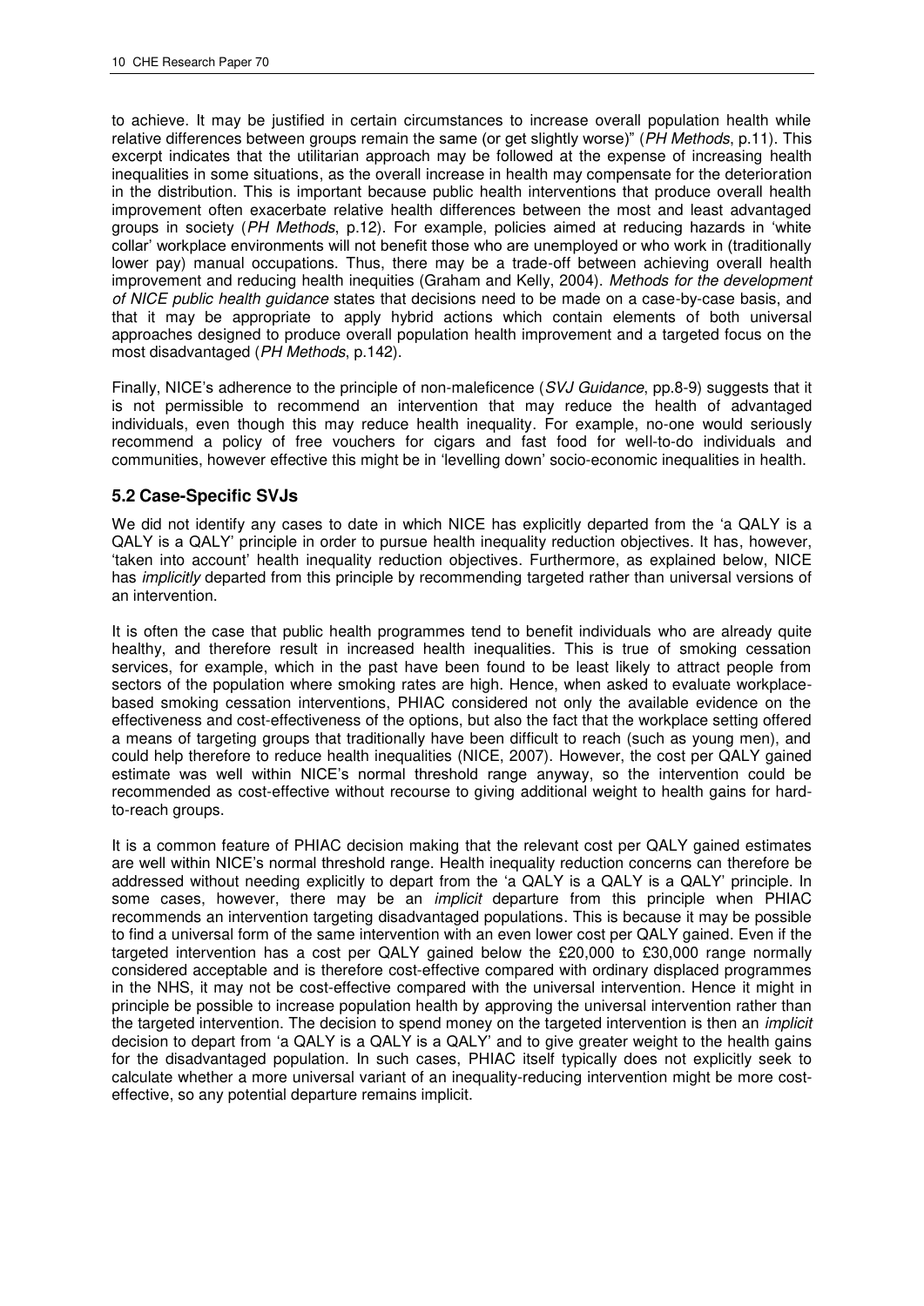to achieve. It may be justified in certain circumstances to increase overall population health while relative differences between groups remain the same (or get slightly worse)" (*PH Methods*, p.11). This excerpt indicates that the utilitarian approach may be followed at the expense of increasing health inequalities in some situations, as the overall increase in health may compensate for the deterioration in the distribution. This is important because public health interventions that produce overall health improvement often exacerbate relative health differences between the most and least advantaged groups in society (*PH Methods*, p.12). For example, policies aimed at reducing hazards in 'white collar' workplace environments will not benefit those who are unemployed or who work in (traditionally lower pay) manual occupations. Thus, there may be a trade-off between achieving overall health improvement and reducing health inequities (Graham and Kelly, 2004). *Methods for the development of NICE public health guidance* states that decisions need to be made on a case-by-case basis, and that it may be appropriate to apply hybrid actions which contain elements of both universal approaches designed to produce overall population health improvement and a targeted focus on the most disadvantaged (*PH Methods*, p.142).

Finally, NICE's adherence to the principle of non-maleficence (*SVJ Guidance*, pp.8-9) suggests that it is not permissible to recommend an intervention that may reduce the health of advantaged individuals, even though this may reduce health inequality. For example, no-one would seriously recommend a policy of free vouchers for cigars and fast food for well-to-do individuals and communities, however effective this might be in 'levelling down' socio-economic inequalities in health.

## 5.2 Case-Specific SVJs

We did not identify any cases to date in which NICE has explicitly departed from the 'a QALY is a QALY is a QALY' principle in order to pursue health inequality reduction objectives. It has, however, 'taken into account' health inequality reduction objectives. Furthermore, as explained below, NICE has *implicitly* departed from this principle by recommending targeted rather than universal versions of an intervention.

It is often the case that public health programmes tend to benefit individuals who are already quite healthy, and therefore result in increased health inequalities. This is true of smoking cessation services, for example, which in the past have been found to be least likely to attract people from sectors of the population where smoking rates are high. Hence, when asked to evaluate workplace-based smoking cessation interventions, PHIAC considered not only the available evidence on the effectiveness and cost-effectiveness of the options, but also the fact that the workplace setting offered a means of targeting groups that traditionally have been difficult to reach (such as young men), and could help therefore to reduce health inequalities (NICE, 2007). However, the cost per QALY gained estimate was well within NICE's normal threshold range anyway, so the intervention could be recommended as cost-effective without recourse to giving additional weight to health gains for hard-to-reach groups.

It is a common feature of PHIAC decision making that the relevant cost per QALY gained estimates are well within NICE's normal threshold range. Health inequality reduction concerns can therefore be addressed without needing explicitly to depart from the 'a QALY is a QALY is a QALY' principle. In some cases, however, there may be an *implicit* departure from this principle when PHIAC recommends an intervention targeting disadvantaged populations. This is because it may be possible to find a universal form of the same intervention with an even lower cost per QALY gained. Even if the targeted intervention has a cost per QALY gained below the £20,000 to £30,000 range normally considered acceptable and is therefore cost-effective compared with ordinary displaced programmes in the NHS, it may not be cost-effective compared with the universal intervention. Hence it might in principle be possible to increase population health by approving the universal intervention rather than the targeted intervention. The decision to spend money on the targeted intervention is then an *implicit* decision to depart from 'a QALY is a QALY is a QALY' and to give greater weight to the health gains for the disadvantaged population. In such cases, PHIAC itself typically does not explicitly seek to calculate whether a more universal variant of an inequality-reducing intervention might be more cost-effective, so any potential departure remains implicit.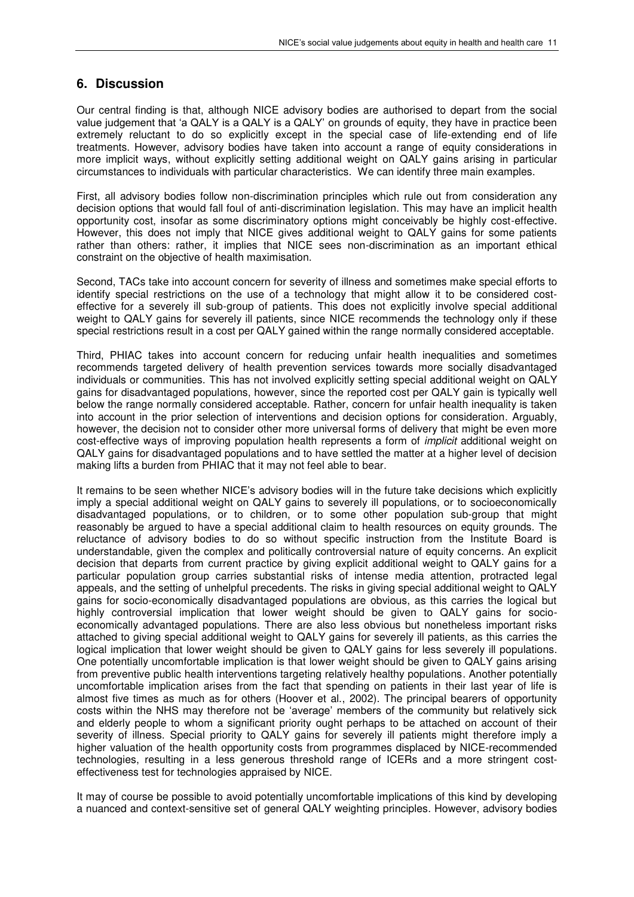## 6. Discussion

Our central finding is that, although NICE advisory bodies are authorised to depart from the social value judgement that 'a QALY is a QALY' on grounds of equity, they have in practice been extremely reluctant to do so explicitly except in the special case of life-extending end of life treatments. However, advisory bodies have taken into account a range of equity considerations in more implicit ways, without explicitly setting additional weight on QALY gains arising in particular circumstances to individuals with particular characteristics. We can identify three main examples.

First, all advisory bodies follow non-discrimination principles which rule out from consideration any decision options that would fall foul of anti-discrimination legislation. This may have an implicit health opportunity cost, insofar as some discriminatory options might conceivably be highly cost-effective. However, this does not imply that NICE gives additional weight to QALY gains for some patients rather than others: rather, it implies that NICE sees non-discrimination as an important ethical constraint on the objective of health maximisation.

Second, TACs take into account concern for severity of illness and sometimes make special efforts to identify special restrictions on the use of a technology that might allow it to be considered cost-effective for a severely ill sub-group of patients. This does not explicitly involve special additional weight to QALY gains for severely ill patients, since NICE recommends the technology only if these special restrictions result in a cost per QALY gained within the range normally considered acceptable.

Third, PHIAC takes into account concern for reducing unfair health inequalities and sometimes recommends targeted delivery of health prevention services towards more socially disadvantaged individuals or communities. This has not involved explicitly setting special additional weight on QALY gains for disadvantaged populations, however, since the reported cost per QALY gain is typically well below the range normally considered acceptable. Rather, concern for unfair health inequality is taken into account in the prior selection of interventions and decision options for consideration. Arguably, however, the decision not to consider other more universal forms of delivery that might be even more cost-effective ways of improving population health represents a form of *implicit* additional weight on QALY gains for disadvantaged populations and to have settled the matter at a higher level of decision making lifts a burden from PHIAC that it may not feel able to bear.

It remains to be seen whether NICE's advisory bodies will in the future take decisions which explicitly imply a special additional weight on QALY gains to severely ill populations, or to socioeconomically disadvantaged populations, or to children, or to some other population sub-group that might reasonably be argued to have a special additional claim to health resources on equity grounds. The reluctance of advisory bodies to do so without specific instruction from the Institute Board is understandable, given the complex and politically controversial nature of equity concerns. An explicit decision that departs from current practice by giving explicit additional weight to QALY gains for a particular population group carries substantial risks of intense media attention, protracted legal appeals, and the setting of unhelpful precedents. The risks in giving special additional weight to QALY gains for socio-economically disadvantaged populations are obvious, as this carries the logical but highly controversial implication that lower weight should be given to QALY gains for socio-economically advantaged populations. There are also less obvious but nonetheless important risks attached to giving special additional weight to QALY gains for severely ill patients, as this carries the logical implication that lower weight should be given to QALY gains for less severely ill populations. One potentially uncomfortable implication is that lower weight should be given to QALY gains arising from preventive public health interventions targeting relatively healthy populations. Another potentially uncomfortable implication arises from the fact that spending on patients in their last year of life is almost five times as much as for others (Hoover et al., 2002). The principal bearers of opportunity costs within the NHS may therefore not be 'average' members of the community but relatively sick and elderly people to whom a significant priority ought perhaps to be attached on account of their severity of illness. Special priority to QALY gains for severely ill patients might therefore imply a higher valuation of the health opportunity costs from programmes displaced by NICE-recommended technologies, resulting in a less generous threshold range of ICERs and a more stringent cost-effectiveness test for technologies appraised by NICE.

It may of course be possible to avoid potentially uncomfortable implications of this kind by developing a nuanced and context-sensitive set of general QALY weighting principles. However, advisory bodies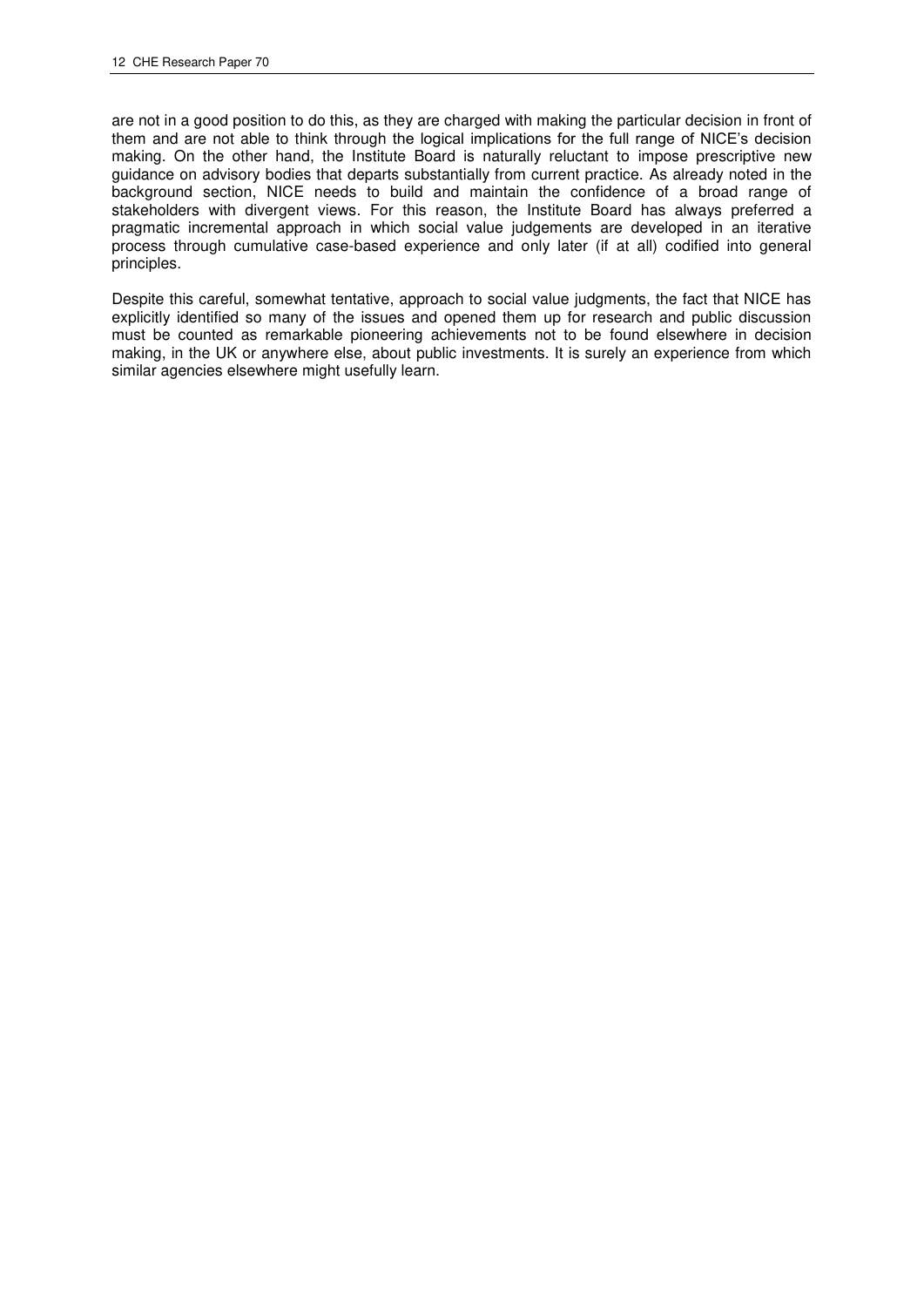are not in a good position to do this, as they are charged with making the particular decision in front of them and are not able to think through the logical implications for the full range of NICE's decision making. On the other hand, the Institute Board is naturally reluctant to impose prescriptive new guidance on advisory bodies that departs substantially from current practice. As already noted in the background section, NICE needs to build and maintain the confidence of a broad range of stakeholders with divergent views. For this reason, the Institute Board has always preferred a pragmatic incremental approach in which social value judgements are developed in an iterative process through cumulative case-based experience and only later (if at all) codified into general principles.

Despite this careful, somewhat tentative, approach to social value judgments, the fact that NICE has explicitly identified so many of the issues and opened them up for research and public discussion must be counted as remarkable pioneering achievements not to be found elsewhere in decision making, in the UK or anywhere else, about public investments. It is surely an experience from which similar agencies elsewhere might usefully learn.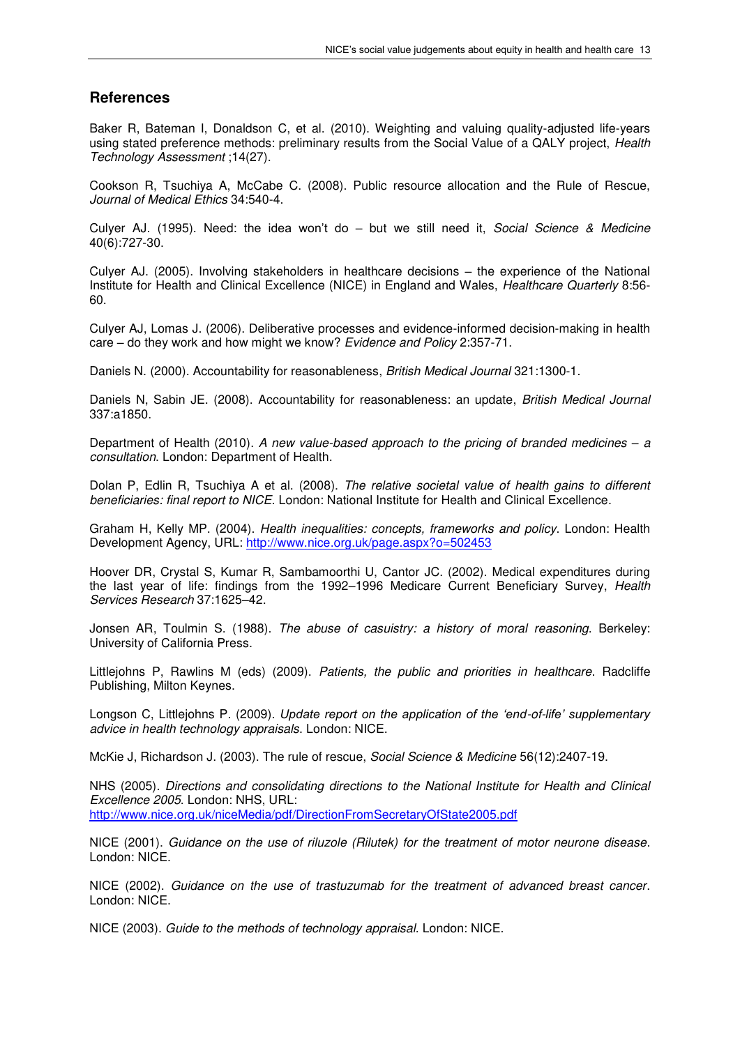## References

Baker R, Bateman I, Donaldson C, et al. (2010). Weighting and valuing quality-adjusted life-years using stated preference methods: preliminary results from the Social Value of a QALY project, *Health Technology Assessment* ;14(27).

Cookson R, Tsuchiya A, McCabe C. (2008). Public resource allocation and the Rule of Rescue, *Journal of Medical Ethics* 34:540-4.

Culyer AJ. (1995). Need: the idea won't do – but we still need it, *Social Science & Medicine* 40(6):727-30.

Culyer AJ. (2005). Involving stakeholders in healthcare decisions – the experience of the National Institute for Health and Clinical Excellence (NICE) in England and Wales, *Healthcare Quarterly* 8:56-60.

Culyer AJ, Lomas J. (2006). Deliberative processes and evidence-informed decision-making in health care – do they work and how might we know? *Evidence and Policy* 2:357-71.

Daniels N. (2000). Accountability for reasonableness, *British Medical Journal* 321:1300-1.

Daniels N, Sabin JE. (2008). Accountability for reasonableness: an update, *British Medical Journal* 337:a1850.

Department of Health (2010). *A new value-based approach to the pricing of branded medicines – a consultation*. London: Department of Health.

Dolan P, Edlin R, Tsuchiya A et al. (2008). *The relative societal value of health gains to different beneficiaries: final report to NICE*. London: National Institute for Health and Clinical Excellence.

Graham H, Kelly MP. (2004). *Health inequalities: concepts, frameworks and policy*. London: Health Development Agency, URL: http://www.nice.org.uk/page.aspx?o=502453

Hoover DR, Crystal S, Kumar R, Sambamoorthi U, Cantor JC. (2002). Medical expenditures during the last year of life: findings from the 1992–1996 Medicare Current Beneficiary Survey, *Health Services Research* 37:1625–42.

Jonsen AR, Toulmin S. (1988). *The abuse of casuistry: a history of moral reasoning*. Berkeley: University of California Press.

Littlejohns P, Rawlins M (eds) (2009). *Patients, the public and priorities in healthcare*. Radcliffe Publishing, Milton Keynes.

Longson C, Littlejohns P. (2009). *Update report on the application of the 'end-of-life' supplementary advice in health technology appraisals*. London: NICE.

McKie J, Richardson J. (2003). The rule of rescue, *Social Science & Medicine* 56(12):2407-19.

NHS (2005). *Directions and consolidating directions to the National Institute for Health and Clinical Excellence 2005*. London: NHS, URL: http://www.nice.org.uk/niceMedia/pdf/DirectionFromSecretaryOfState2005.pdf

NICE (2001). *Guidance on the use of riluzole (Rilutek) for the treatment of motor neurone disease*. London: NICE.

NICE (2002). *Guidance on the use of trastuzumab for the treatment of advanced breast cancer*. London: NICE.

NICE (2003). *Guide to the methods of technology appraisal*. London: NICE.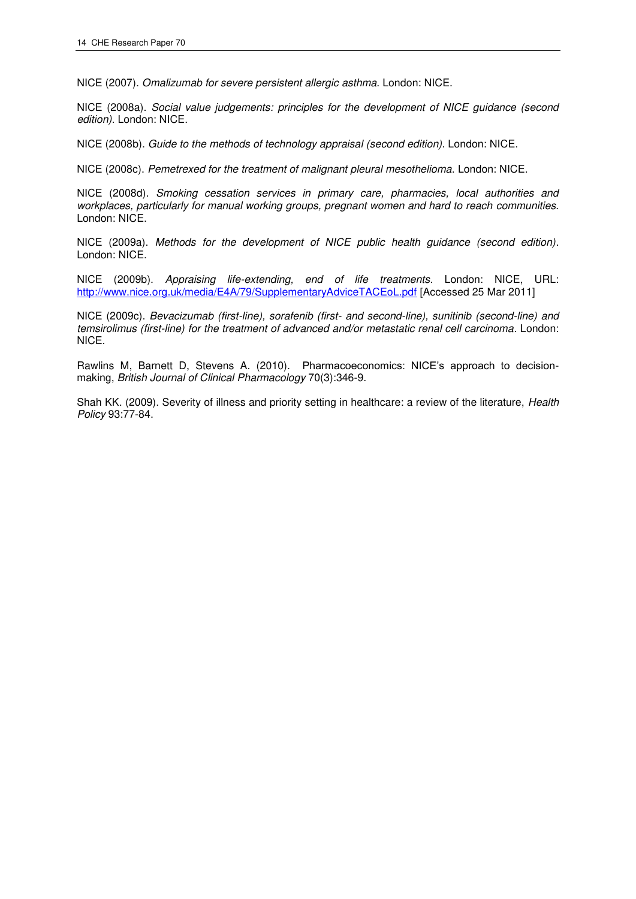NICE (2007). *Omalizumab for severe persistent allergic asthma*. London: NICE.

NICE (2008a). *Social value judgements: principles for the development of NICE guidance (second edition)*. London: NICE.

NICE (2008b). *Guide to the methods of technology appraisal (second edition)*. London: NICE.

NICE (2008c). *Pemetrexed for the treatment of malignant pleural mesothelioma*. London: NICE.

NICE (2008d). *Smoking cessation services in primary care, pharmacies, local authorities and workplaces, particularly for manual working groups, pregnant women and hard to reach communities*. London: NICE.

NICE (2009a). *Methods for the development of NICE public health guidance (second edition)*. London: NICE.

NICE (2009b). *Appraising life-extending, end of life treatments*. London: NICE, URL: http://www.nice.org.uk/media/E4A/79/SupplementaryAdviceTACEoL.pdf [Accessed 25 Mar 2011]

NICE (2009c). *Bevacizumab (first-line), sorafenib (first- and second-line), sunitinib (second-line) and temsirolimus (first-line) for the treatment of advanced and/or metastatic renal cell carcinoma*. London: NICE.

Rawlins M, Barnett D, Stevens A. (2010). Pharmacoeconomics: NICE's approach to decision-making, *British Journal of Clinical Pharmacology* 70(3):346-9.

Shah KK. (2009). Severity of illness and priority setting in healthcare: a review of the literature, *Health Policy* 93:77-84.